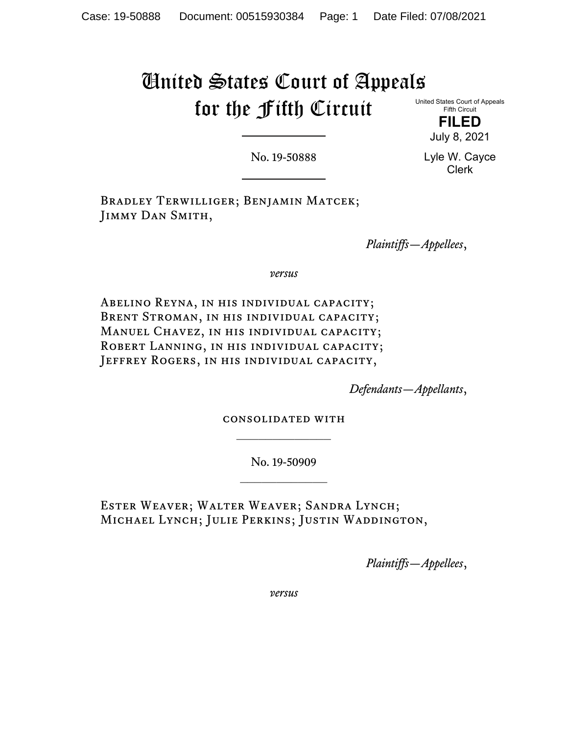# United States Court of Appeals for the Fifth Circuit

United States Court of Appeals
Fifth Circuit

**FILED**

July 8, 2021

Lyle W. Cayce
Clerk

---

No. 19-50888

---

Bradley Terwilliger; Benjamin Matcek; Jimmy Dan Smith,

*Plaintiffs—Appellees*,

*versus*

Abelino Reyna, in his individual capacity; Brent Stroman, in his individual capacity; Manuel Chavez, in his individual capacity; Robert Lanning, in his individual capacity; Jeffrey Rogers, in his individual capacity,

*Defendants—Appellants*,

consolidated with

---

No. 19-50909

---

Ester Weaver; Walter Weaver; Sandra Lynch; Michael Lynch; Julie Perkins; Justin Waddington,

*Plaintiffs—Appellees*,

*versus*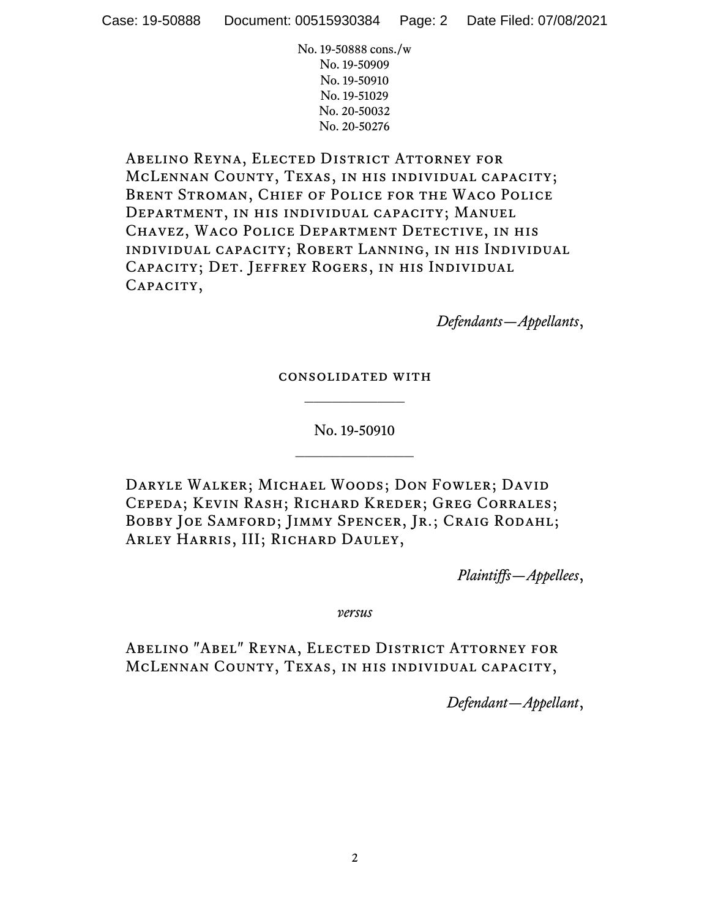No. 19-50888 cons./w
No. 19-50909
No. 19-50910
No. 19-51029
No. 20-50032
No. 20-50276

Abelino Reyna, Elected District Attorney for McLennan County, Texas, in his individual capacity; Brent Stroman, Chief of Police for the Waco Police Department, in his individual capacity; Manuel Chavez, Waco Police Department Detective, in his individual capacity; Robert Lanning, in his Individual Capacity; Det. Jeffrey Rogers, in his Individual Capacity,

*Defendants—Appellants*,

consolidated with

---

No. 19-50910

---

Daryle Walker; Michael Woods; Don Fowler; David Cepeda; Kevin Rash; Richard Kreder; Greg Corrales; Bobby Joe Samford; Jimmy Spencer, Jr.; Craig Rodahl; Arley Harris, III; Richard Dauley,

*Plaintiffs—Appellees*,

*versus*

Abelino "Abel" Reyna, Elected District Attorney for McLennan County, Texas, in his individual capacity,

*Defendant—Appellant*,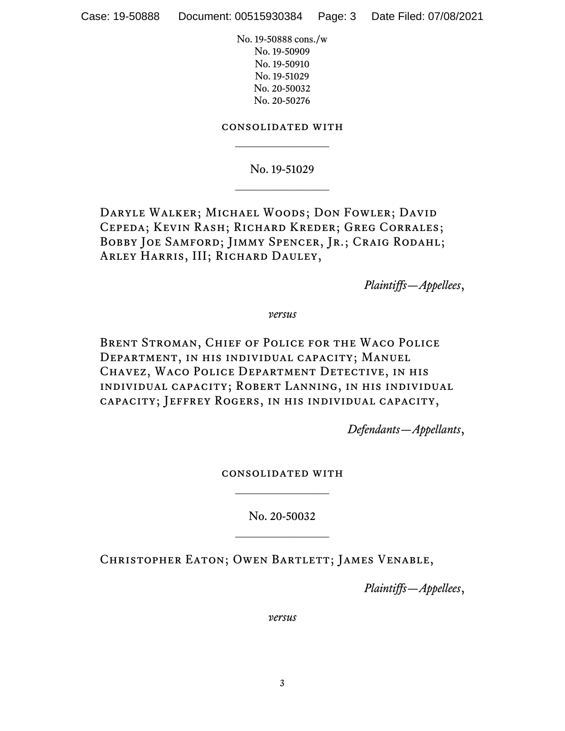No. 19-50888 cons./w
No. 19-50909
No. 19-50910
No. 19-51029
No. 20-50032
No. 20-50276

CONSOLIDATED WITH

---

No. 19-51029

---

DARYLE WALKER; MICHAEL WOODS; DON FOWLER; DAVID CEPEDA; KEVIN RASH; RICHARD KREDER; GREG CORRALES; BOBBY JOE SAMFORD; JIMMY SPENCER, JR.; CRAIG RODAHL; ARLEY HARRIS, III; RICHARD DAULEY,

*Plaintiffs—Appellees*,

*versus*

BRENT STROMAN, CHIEF OF POLICE FOR THE WACO POLICE DEPARTMENT, IN HIS INDIVIDUAL CAPACITY; MANUEL CHAVEZ, WACO POLICE DEPARTMENT DETECTIVE, IN HIS INDIVIDUAL CAPACITY; ROBERT LANNING, IN HIS INDIVIDUAL CAPACITY; JEFFREY ROGERS, IN HIS INDIVIDUAL CAPACITY,

*Defendants—Appellants*,

CONSOLIDATED WITH

---

No. 20-50032

---

CHRISTOPHER EATON; OWEN BARTLETT; JAMES VENABLE,

*Plaintiffs—Appellees*,

*versus*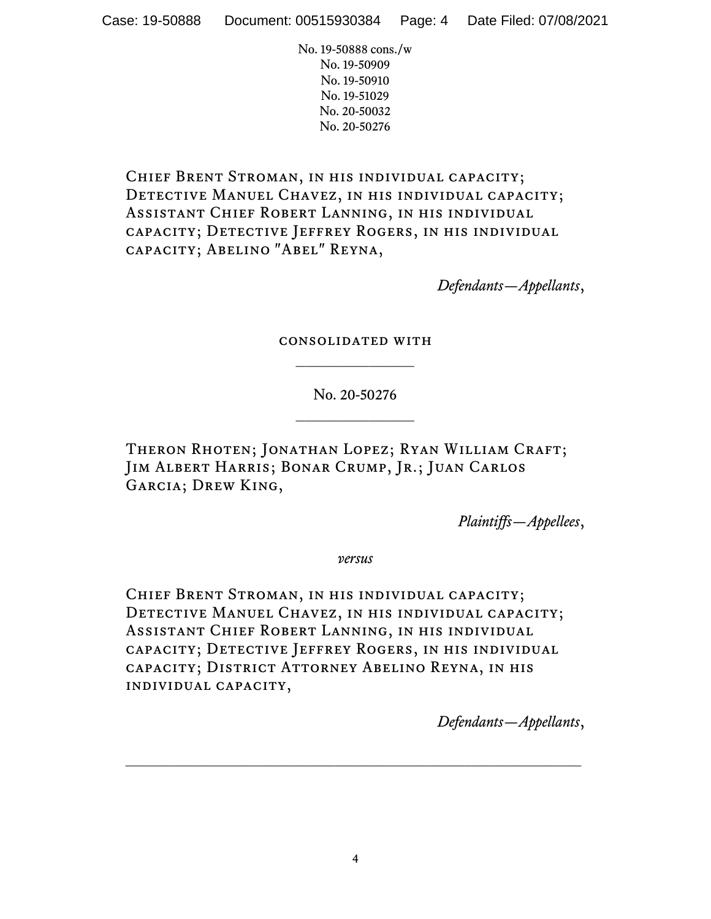No. 19-50888 cons./w
No. 19-50909
No. 19-50910
No. 19-51029
No. 20-50032
No. 20-50276

CHIEF BRENT STROMAN, IN HIS INDIVIDUAL CAPACITY; DETECTIVE MANUEL CHAVEZ, IN HIS INDIVIDUAL CAPACITY; ASSISTANT CHIEF ROBERT LANNING, IN HIS INDIVIDUAL CAPACITY; DETECTIVE JEFFREY ROGERS, IN HIS INDIVIDUAL CAPACITY; ABELINO "ABEL" REYNA,

*Defendants—Appellants*,

CONSOLIDATED WITH

---

No. 20-50276

---

THERON RHOTEN; JONATHAN LOPEZ; RYAN WILLIAM CRAFT; JIM ALBERT HARRIS; BONAR CRUMP, JR.; JUAN CARLOS GARCIA; DREW KING,

*Plaintiffs—Appellees*,

*versus*

CHIEF BRENT STROMAN, IN HIS INDIVIDUAL CAPACITY; DETECTIVE MANUEL CHAVEZ, IN HIS INDIVIDUAL CAPACITY; ASSISTANT CHIEF ROBERT LANNING, IN HIS INDIVIDUAL CAPACITY; DETECTIVE JEFFREY ROGERS, IN HIS INDIVIDUAL CAPACITY; DISTRICT ATTORNEY ABELINO REYNA, IN HIS INDIVIDUAL CAPACITY,

*Defendants—Appellants*,

---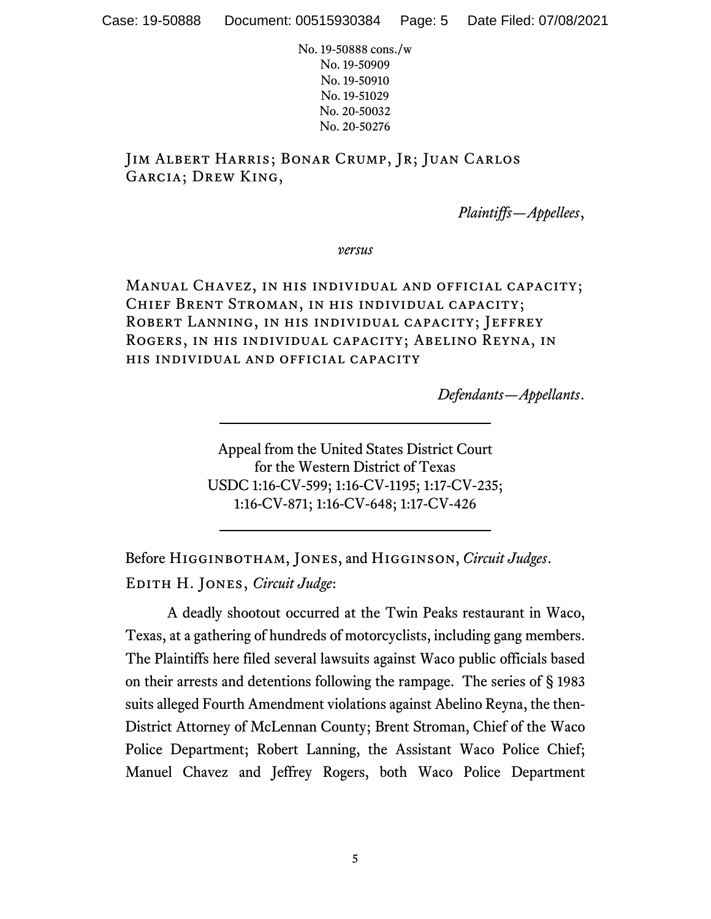No. 19-50888 cons./w
No. 19-50909
No. 19-50910
No. 19-51029
No. 20-50032
No. 20-50276

Jim Albert Harris; Bonar Crump, Jr; Juan Carlos Garcia; Drew King,

*Plaintiffs—Appellees*,

*versus*

Manual Chavez, in his individual and official capacity; Chief Brent Stroman, in his individual capacity; Robert Lanning, in his individual capacity; Jeffrey Rogers, in his individual capacity; Abelino Reyna, in his individual and official capacity

*Defendants—Appellants*.

---

Appeal from the United States District Court
for the Western District of Texas
USDC 1:16-CV-599; 1:16-CV-1195; 1:17-CV-235;
1:16-CV-871; 1:16-CV-648; 1:17-CV-426

---

Before Higginbotham, Jones, and Higginson, *Circuit Judges*.

Edith H. Jones, *Circuit Judge*:

A deadly shootout occurred at the Twin Peaks restaurant in Waco, Texas, at a gathering of hundreds of motorcyclists, including gang members. The Plaintiffs here filed several lawsuits against Waco public officials based on their arrests and detentions following the rampage. The series of § 1983 suits alleged Fourth Amendment violations against Abelino Reyna, the then-District Attorney of McLennan County; Brent Stroman, Chief of the Waco Police Department; Robert Lanning, the Assistant Waco Police Chief; Manuel Chavez and Jeffrey Rogers, both Waco Police Department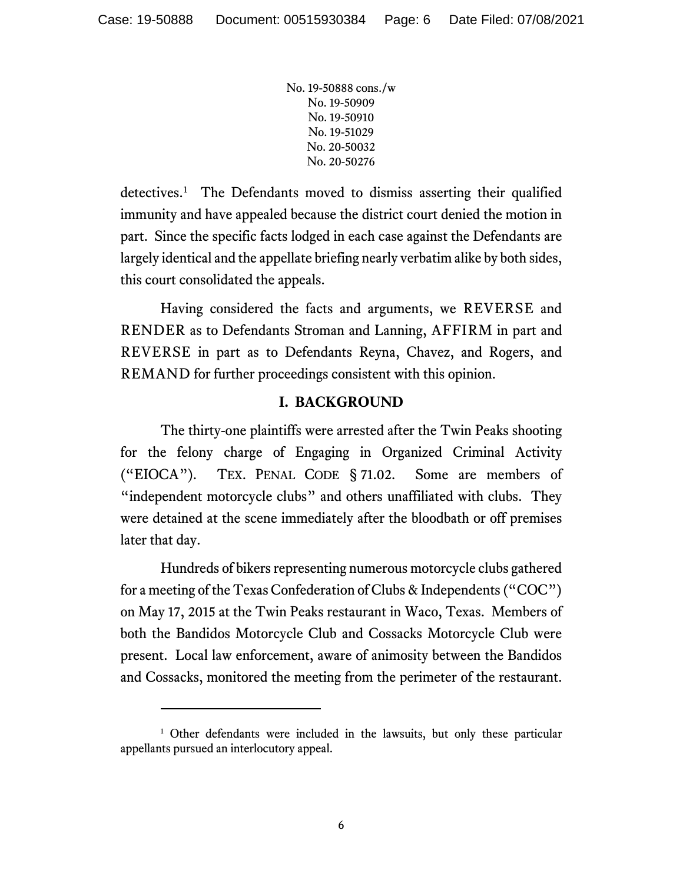detectives.[1] The Defendants moved to dismiss asserting their qualified immunity and have appealed because the district court denied the motion in part. Since the specific facts lodged in each case against the Defendants are largely identical and the appellate briefing nearly verbatim alike by both sides, this court consolidated the appeals.

Having considered the facts and arguments, we REVERSE and RENDER as to Defendants Stroman and Lanning, AFFIRM in part and REVERSE in part as to Defendants Reyna, Chavez, and Rogers, and REMAND for further proceedings consistent with this opinion.

## I. BACKGROUND

The thirty-one plaintiffs were arrested after the Twin Peaks shooting for the felony charge of Engaging in Organized Criminal Activity ("EIOCA"). TEX. PENAL CODE § 71.02. Some are members of "independent motorcycle clubs" and others unaffiliated with clubs. They were detained at the scene immediately after the bloodbath or off premises later that day.

Hundreds of bikers representing numerous motorcycle clubs gathered for a meeting of the Texas Confederation of Clubs & Independents ("COC") on May 17, 2015 at the Twin Peaks restaurant in Waco, Texas. Members of both the Bandidos Motorcycle Club and Cossacks Motorcycle Club were present. Local law enforcement, aware of animosity between the Bandidos and Cossacks, monitored the meeting from the perimeter of the restaurant.

---

[1] Other defendants were included in the lawsuits, but only these particular appellants pursued an interlocutory appeal.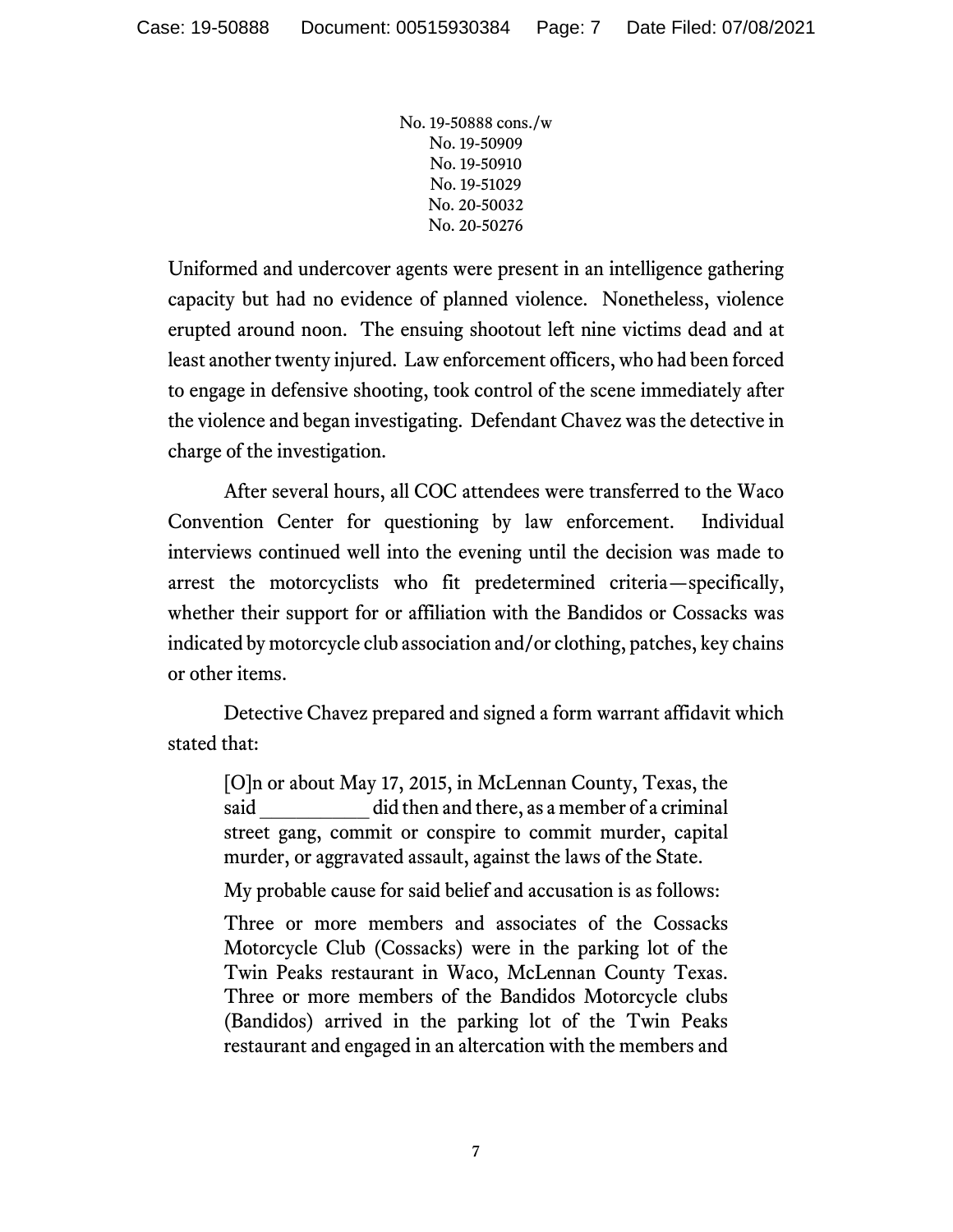Uniformed and undercover agents were present in an intelligence gathering capacity but had no evidence of planned violence. Nonetheless, violence erupted around noon. The ensuing shootout left nine victims dead and at least another twenty injured. Law enforcement officers, who had been forced to engage in defensive shooting, took control of the scene immediately after the violence and began investigating. Defendant Chavez was the detective in charge of the investigation.

After several hours, all COC attendees were transferred to the Waco Convention Center for questioning by law enforcement. Individual interviews continued well into the evening until the decision was made to arrest the motorcyclists who fit predetermined criteria—specifically, whether their support for or affiliation with the Bandidos or Cossacks was indicated by motorcycle club association and/or clothing, patches, key chains or other items.

Detective Chavez prepared and signed a form warrant affidavit which stated that:

> [O]n or about May 17, 2015, in McLennan County, Texas, the said __________ did then and there, as a member of a criminal street gang, commit or conspire to commit murder, capital murder, or aggravated assault, against the laws of the State.
>
> My probable cause for said belief and accusation is as follows:
>
> Three or more members and associates of the Cossacks Motorcycle Club (Cossacks) were in the parking lot of the Twin Peaks restaurant in Waco, McLennan County Texas. Three or more members of the Bandidos Motorcycle clubs (Bandidos) arrived in the parking lot of the Twin Peaks restaurant and engaged in an altercation with the members and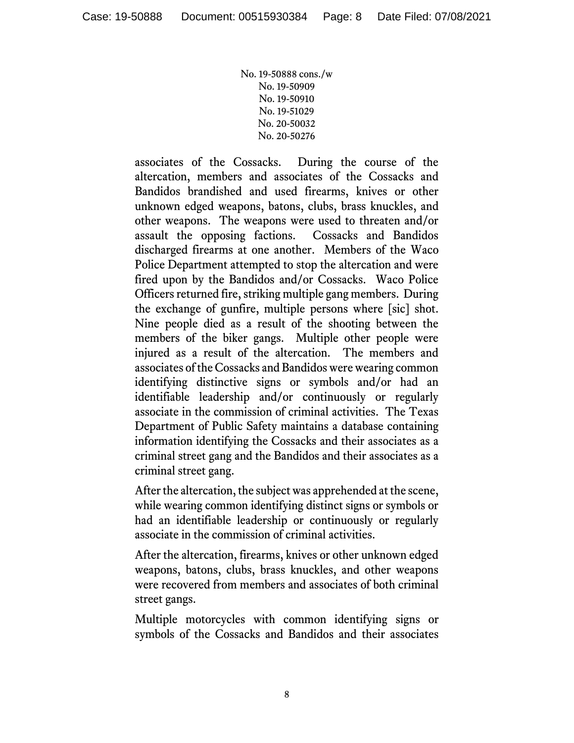associates of the Cossacks. During the course of the altercation, members and associates of the Cossacks and Bandidos brandished and used firearms, knives or other unknown edged weapons, batons, clubs, brass knuckles, and other weapons. The weapons were used to threaten and/or assault the opposing factions. Cossacks and Bandidos discharged firearms at one another. Members of the Waco Police Department attempted to stop the altercation and were fired upon by the Bandidos and/or Cossacks. Waco Police Officers returned fire, striking multiple gang members. During the exchange of gunfire, multiple persons where [sic] shot. Nine people died as a result of the shooting between the members of the biker gangs. Multiple other people were injured as a result of the altercation. The members and associates of the Cossacks and Bandidos were wearing common identifying distinctive signs or symbols and/or had an identifiable leadership and/or continuously or regularly associate in the commission of criminal activities. The Texas Department of Public Safety maintains a database containing information identifying the Cossacks and their associates as a criminal street gang and the Bandidos and their associates as a criminal street gang.

After the altercation, the subject was apprehended at the scene, while wearing common identifying distinct signs or symbols or had an identifiable leadership or continuously or regularly associate in the commission of criminal activities.

After the altercation, firearms, knives or other unknown edged weapons, batons, clubs, brass knuckles, and other weapons were recovered from members and associates of both criminal street gangs.

Multiple motorcycles with common identifying signs or symbols of the Cossacks and Bandidos and their associates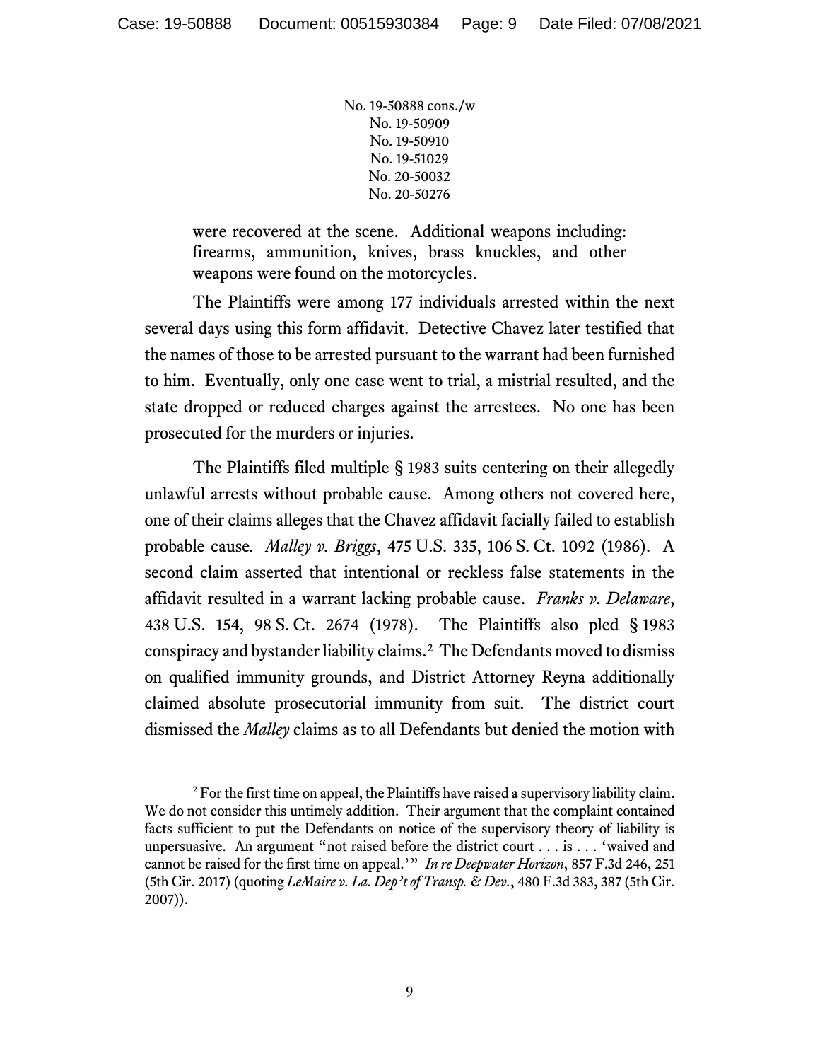were recovered at the scene. Additional weapons including: firearms, ammunition, knives, brass knuckles, and other weapons were found on the motorcycles.

The Plaintiffs were among 177 individuals arrested within the next several days using this form affidavit. Detective Chavez later testified that the names of those to be arrested pursuant to the warrant had been furnished to him. Eventually, only one case went to trial, a mistrial resulted, and the state dropped or reduced charges against the arrestees. No one has been prosecuted for the murders or injuries.

The Plaintiffs filed multiple § 1983 suits centering on their allegedly unlawful arrests without probable cause. Among others not covered here, one of their claims alleges that the Chavez affidavit facially failed to establish probable cause. *Malley v. Briggs*, 475 U.S. 335, 106 S. Ct. 1092 (1986). A second claim asserted that intentional or reckless false statements in the affidavit resulted in a warrant lacking probable cause. *Franks v. Delaware*, 438 U.S. 154, 98 S. Ct. 2674 (1978). The Plaintiffs also pled § 1983 conspiracy and bystander liability claims.[2] The Defendants moved to dismiss on qualified immunity grounds, and District Attorney Reyna additionally claimed absolute prosecutorial immunity from suit. The district court dismissed the *Malley* claims as to all Defendants but denied the motion with

---

[2] For the first time on appeal, the Plaintiffs have raised a supervisory liability claim. We do not consider this untimely addition. Their argument that the complaint contained facts sufficient to put the Defendants on notice of the supervisory theory of liability is unpersuasive. An argument "not raised before the district court . . . is . . . 'waived and cannot be raised for the first time on appeal.'" *In re Deepwater Horizon*, 857 F.3d 246, 251 (5th Cir. 2017) (quoting *LeMaire v. La. Dep't of Transp. & Dev.*, 480 F.3d 383, 387 (5th Cir. 2007)).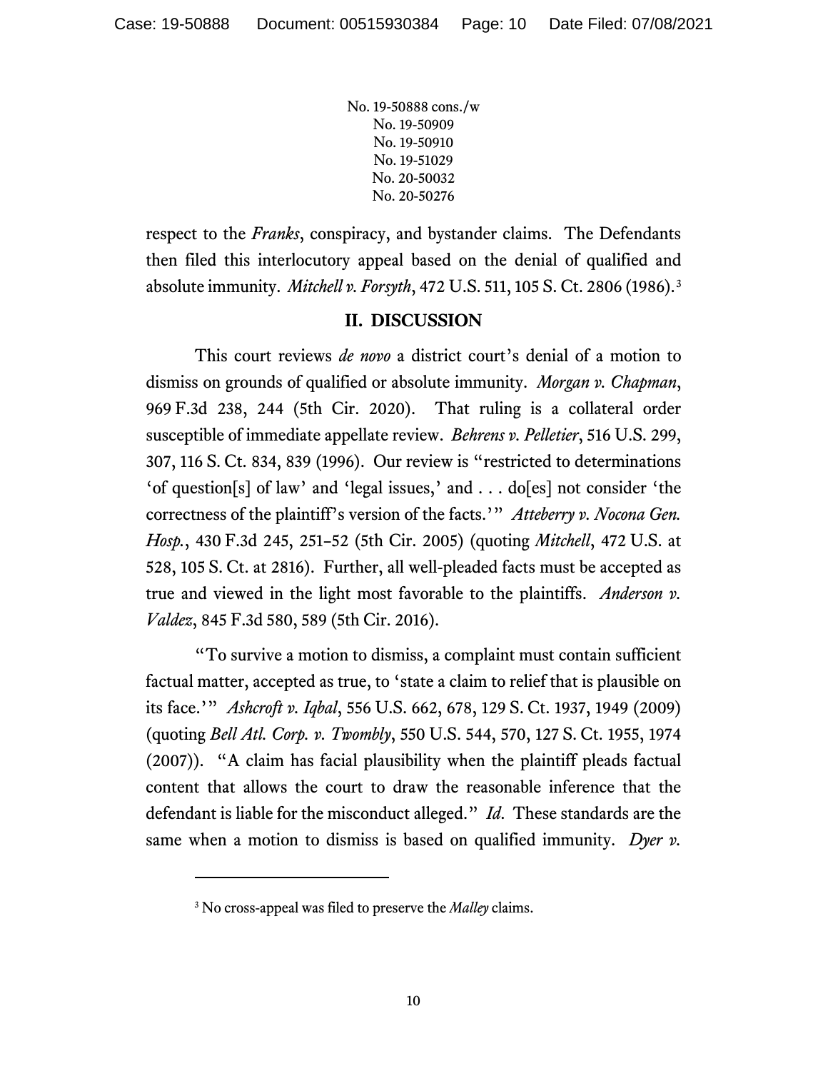respect to the *Franks*, conspiracy, and bystander claims. The Defendants then filed this interlocutory appeal based on the denial of qualified and absolute immunity. *Mitchell v. Forsyth*, 472 U.S. 511, 105 S. Ct. 2806 (1986).[3]

## II. DISCUSSION

This court reviews *de novo* a district court's denial of a motion to dismiss on grounds of qualified or absolute immunity. *Morgan v. Chapman*, 969 F.3d 238, 244 (5th Cir. 2020). That ruling is a collateral order susceptible of immediate appellate review. *Behrens v. Pelletier*, 516 U.S. 299, 307, 116 S. Ct. 834, 839 (1996). Our review is "restricted to determinations 'of question[s] of law' and 'legal issues,' and . . . do[es] not consider 'the correctness of the plaintiff's version of the facts.'" *Atteberry v. Nocona Gen. Hosp.*, 430 F.3d 245, 251–52 (5th Cir. 2005) (quoting *Mitchell*, 472 U.S. at 528, 105 S. Ct. at 2816). Further, all well-pleaded facts must be accepted as true and viewed in the light most favorable to the plaintiffs. *Anderson v. Valdez*, 845 F.3d 580, 589 (5th Cir. 2016).

"To survive a motion to dismiss, a complaint must contain sufficient factual matter, accepted as true, to 'state a claim to relief that is plausible on its face.'" *Ashcroft v. Iqbal*, 556 U.S. 662, 678, 129 S. Ct. 1937, 1949 (2009) (quoting *Bell Atl. Corp. v. Twombly*, 550 U.S. 544, 570, 127 S. Ct. 1955, 1974 (2007)). "A claim has facial plausibility when the plaintiff pleads factual content that allows the court to draw the reasonable inference that the defendant is liable for the misconduct alleged." *Id.* These standards are the same when a motion to dismiss is based on qualified immunity. *Dyer v.*

---

[3] No cross-appeal was filed to preserve the *Malley* claims.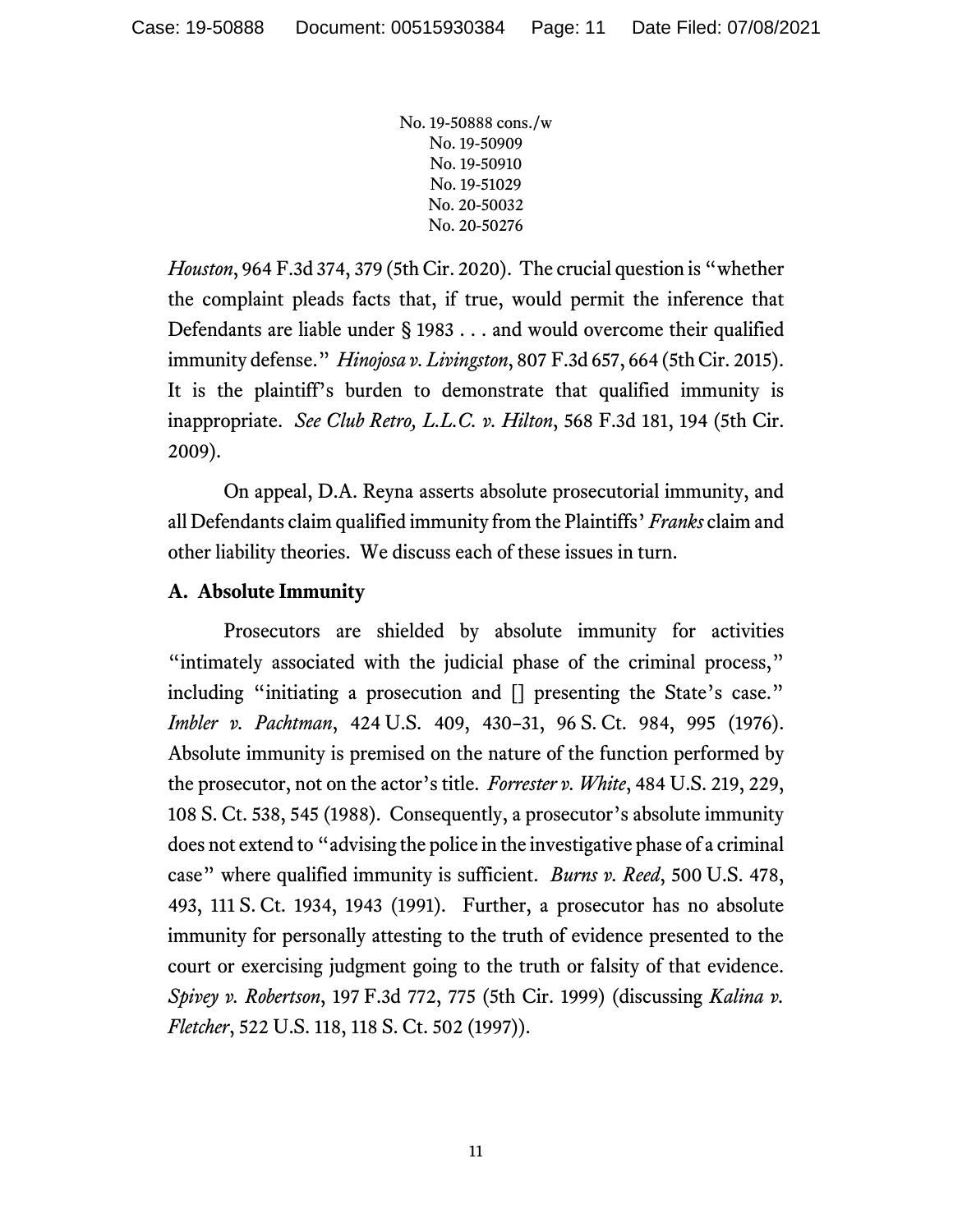*Houston*, 964 F.3d 374, 379 (5th Cir. 2020). The crucial question is "whether the complaint pleads facts that, if true, would permit the inference that Defendants are liable under § 1983 . . . and would overcome their qualified immunity defense." *Hinojosa v. Livingston*, 807 F.3d 657, 664 (5th Cir. 2015). It is the plaintiff's burden to demonstrate that qualified immunity is inappropriate. *See Club Retro, L.L.C. v. Hilton*, 568 F.3d 181, 194 (5th Cir. 2009).

On appeal, D.A. Reyna asserts absolute prosecutorial immunity, and all Defendants claim qualified immunity from the Plaintiffs' *Franks* claim and other liability theories. We discuss each of these issues in turn.

**A. Absolute Immunity**

Prosecutors are shielded by absolute immunity for activities "intimately associated with the judicial phase of the criminal process," including "initiating a prosecution and [] presenting the State's case." *Imbler v. Pachtman*, 424 U.S. 409, 430–31, 96 S. Ct. 984, 995 (1976). Absolute immunity is premised on the nature of the function performed by the prosecutor, not on the actor's title. *Forrester v. White*, 484 U.S. 219, 229, 108 S. Ct. 538, 545 (1988). Consequently, a prosecutor's absolute immunity does not extend to "advising the police in the investigative phase of a criminal case" where qualified immunity is sufficient. *Burns v. Reed*, 500 U.S. 478, 493, 111 S. Ct. 1934, 1943 (1991). Further, a prosecutor has no absolute immunity for personally attesting to the truth of evidence presented to the court or exercising judgment going to the truth or falsity of that evidence. *Spivey v. Robertson*, 197 F.3d 772, 775 (5th Cir. 1999) (discussing *Kalina v. Fletcher*, 522 U.S. 118, 118 S. Ct. 502 (1997)).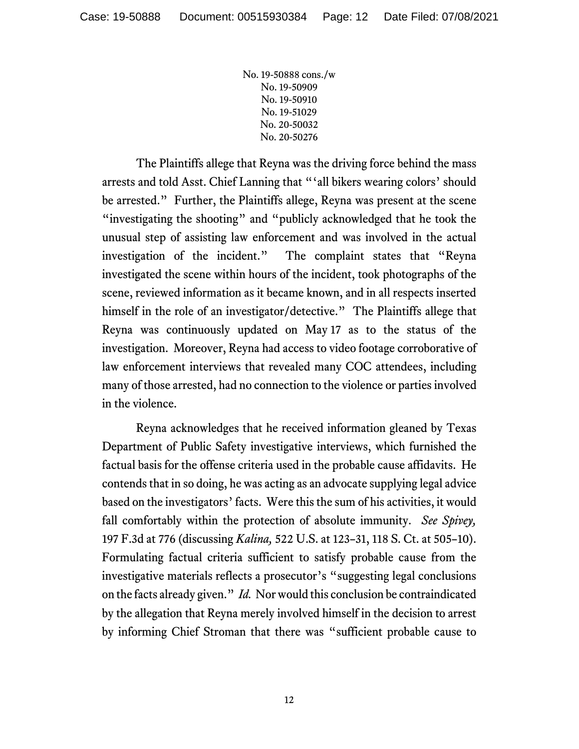The Plaintiffs allege that Reyna was the driving force behind the mass arrests and told Asst. Chief Lanning that "'all bikers wearing colors' should be arrested." Further, the Plaintiffs allege, Reyna was present at the scene "investigating the shooting" and "publicly acknowledged that he took the unusual step of assisting law enforcement and was involved in the actual investigation of the incident." The complaint states that "Reyna investigated the scene within hours of the incident, took photographs of the scene, reviewed information as it became known, and in all respects inserted himself in the role of an investigator/detective." The Plaintiffs allege that Reyna was continuously updated on May 17 as to the status of the investigation. Moreover, Reyna had access to video footage corroborative of law enforcement interviews that revealed many COC attendees, including many of those arrested, had no connection to the violence or parties involved in the violence.

Reyna acknowledges that he received information gleaned by Texas Department of Public Safety investigative interviews, which furnished the factual basis for the offense criteria used in the probable cause affidavits. He contends that in so doing, he was acting as an advocate supplying legal advice based on the investigators' facts. Were this the sum of his activities, it would fall comfortably within the protection of absolute immunity. *See Spivey,* 197 F.3d at 776 (discussing *Kalina,* 522 U.S. at 123–31, 118 S. Ct. at 505–10). Formulating factual criteria sufficient to satisfy probable cause from the investigative materials reflects a prosecutor's "suggesting legal conclusions on the facts already given." *Id.* Nor would this conclusion be contraindicated by the allegation that Reyna merely involved himself in the decision to arrest by informing Chief Stroman that there was "sufficient probable cause to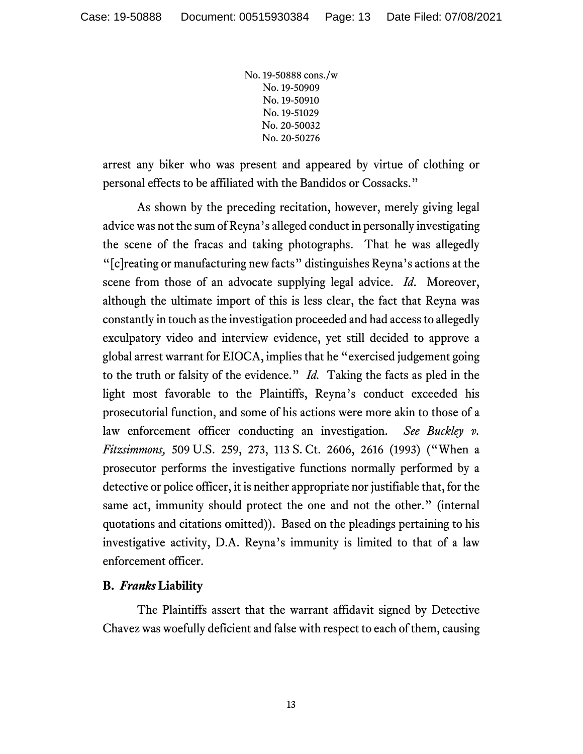arrest any biker who was present and appeared by virtue of clothing or personal effects to be affiliated with the Bandidos or Cossacks."

As shown by the preceding recitation, however, merely giving legal advice was not the sum of Reyna's alleged conduct in personally investigating the scene of the fracas and taking photographs. That he was allegedly "[c]reating or manufacturing new facts" distinguishes Reyna's actions at the scene from those of an advocate supplying legal advice. *Id.* Moreover, although the ultimate import of this is less clear, the fact that Reyna was constantly in touch as the investigation proceeded and had access to allegedly exculpatory video and interview evidence, yet still decided to approve a global arrest warrant for EIOCA, implies that he "exercised judgement going to the truth or falsity of the evidence." *Id.* Taking the facts as pled in the light most favorable to the Plaintiffs, Reyna's conduct exceeded his prosecutorial function, and some of his actions were more akin to those of a law enforcement officer conducting an investigation. *See Buckley v. Fitzsimmons,* 509 U.S. 259, 273, 113 S. Ct. 2606, 2616 (1993) ("When a prosecutor performs the investigative functions normally performed by a detective or police officer, it is neither appropriate nor justifiable that, for the same act, immunity should protect the one and not the other." (internal quotations and citations omitted)). Based on the pleadings pertaining to his investigative activity, D.A. Reyna's immunity is limited to that of a law enforcement officer.

## B. *Franks* Liability

The Plaintiffs assert that the warrant affidavit signed by Detective Chavez was woefully deficient and false with respect to each of them, causing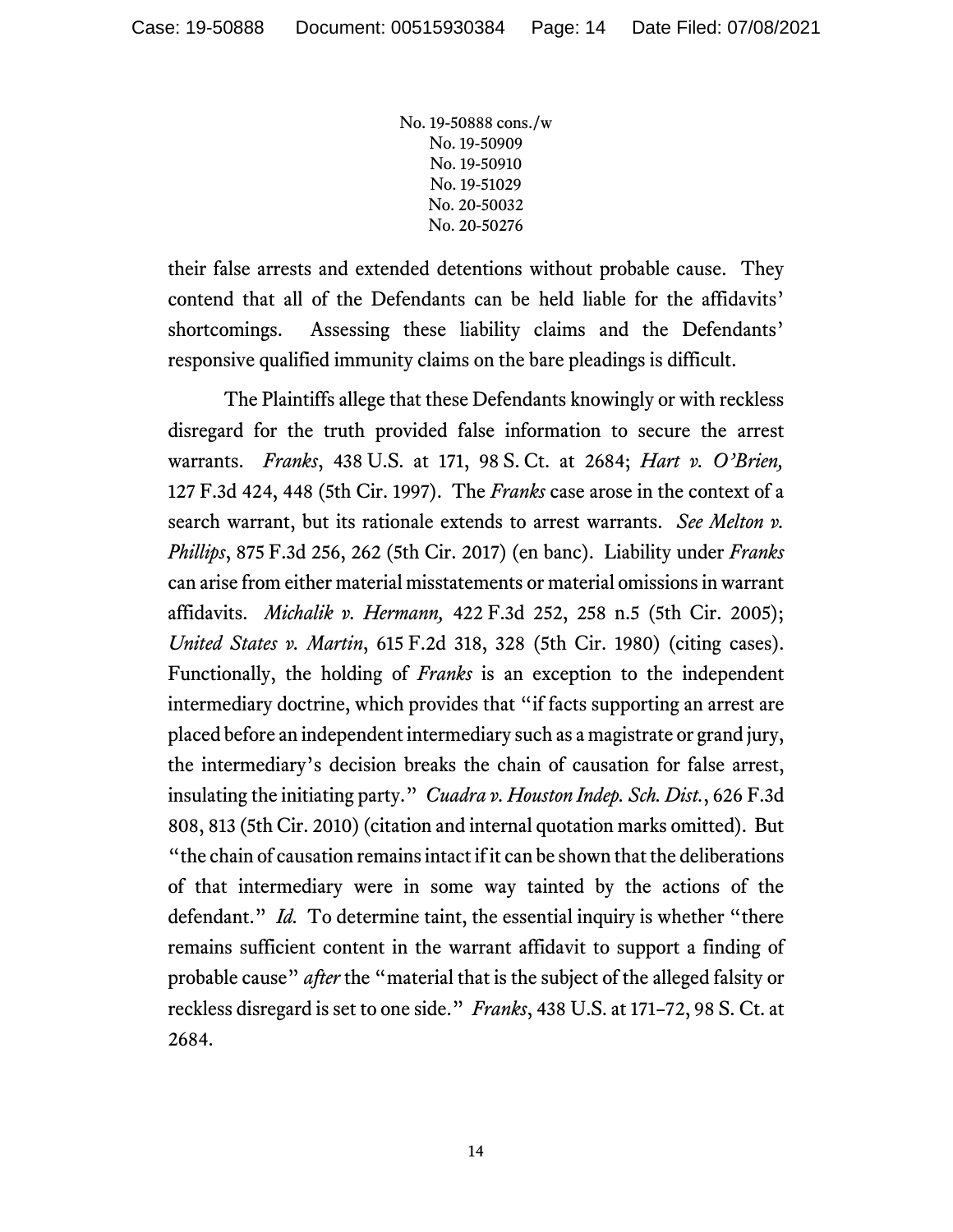their false arrests and extended detentions without probable cause. They contend that all of the Defendants can be held liable for the affidavits' shortcomings. Assessing these liability claims and the Defendants' responsive qualified immunity claims on the bare pleadings is difficult.

The Plaintiffs allege that these Defendants knowingly or with reckless disregard for the truth provided false information to secure the arrest warrants. *Franks*, 438 U.S. at 171, 98 S. Ct. at 2684; *Hart v. O'Brien,* 127 F.3d 424, 448 (5th Cir. 1997). The *Franks* case arose in the context of a search warrant, but its rationale extends to arrest warrants. *See Melton v. Phillips*, 875 F.3d 256, 262 (5th Cir. 2017) (en banc). Liability under *Franks* can arise from either material misstatements or material omissions in warrant affidavits. *Michalik v. Hermann,* 422 F.3d 252, 258 n.5 (5th Cir. 2005); *United States v. Martin*, 615 F.2d 318, 328 (5th Cir. 1980) (citing cases). Functionally, the holding of *Franks* is an exception to the independent intermediary doctrine, which provides that "if facts supporting an arrest are placed before an independent intermediary such as a magistrate or grand jury, the intermediary's decision breaks the chain of causation for false arrest, insulating the initiating party." *Cuadra v. Houston Indep. Sch. Dist.*, 626 F.3d 808, 813 (5th Cir. 2010) (citation and internal quotation marks omitted). But "the chain of causation remains intact if it can be shown that the deliberations of that intermediary were in some way tainted by the actions of the defendant." *Id.* To determine taint, the essential inquiry is whether "there remains sufficient content in the warrant affidavit to support a finding of probable cause" *after* the "material that is the subject of the alleged falsity or reckless disregard is set to one side." *Franks*, 438 U.S. at 171–72, 98 S. Ct. at 2684.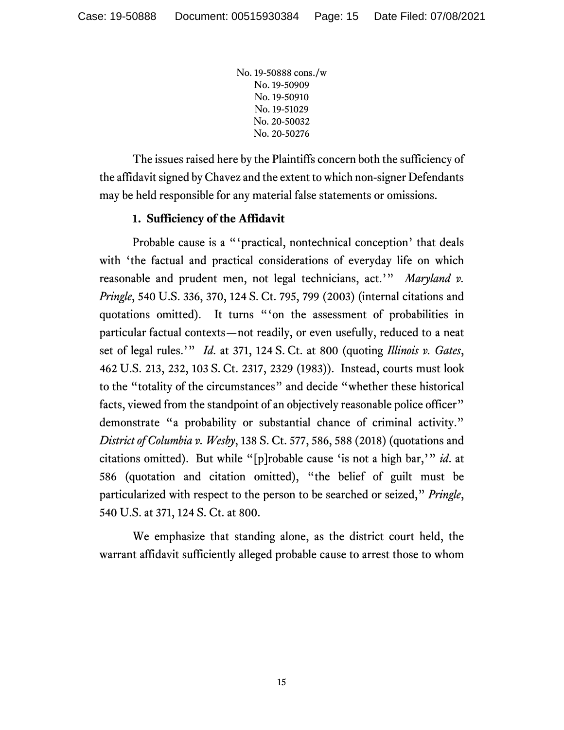The issues raised here by the Plaintiffs concern both the sufficiency of the affidavit signed by Chavez and the extent to which non-signer Defendants may be held responsible for any material false statements or omissions.

**1. Sufficiency of the Affidavit**

Probable cause is a "'practical, nontechnical conception' that deals with 'the factual and practical considerations of everyday life on which reasonable and prudent men, not legal technicians, act.'" *Maryland v. Pringle*, 540 U.S. 336, 370, 124 S. Ct. 795, 799 (2003) (internal citations and quotations omitted). It turns "'on the assessment of probabilities in particular factual contexts—not readily, or even usefully, reduced to a neat set of legal rules.'" *Id.* at 371, 124 S. Ct. at 800 (quoting *Illinois v. Gates*, 462 U.S. 213, 232, 103 S. Ct. 2317, 2329 (1983)). Instead, courts must look to the "totality of the circumstances" and decide "whether these historical facts, viewed from the standpoint of an objectively reasonable police officer" demonstrate "a probability or substantial chance of criminal activity." *District of Columbia v. Wesby*, 138 S. Ct. 577, 586, 588 (2018) (quotations and citations omitted). But while "[p]robable cause 'is not a high bar,'" *id.* at 586 (quotation and citation omitted), "the belief of guilt must be particularized with respect to the person to be searched or seized," *Pringle*, 540 U.S. at 371, 124 S. Ct. at 800.

We emphasize that standing alone, as the district court held, the warrant affidavit sufficiently alleged probable cause to arrest those to whom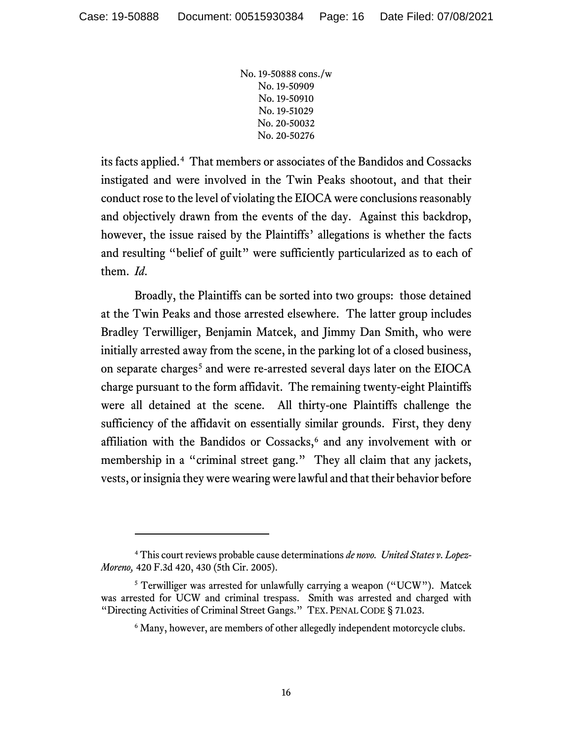its facts applied.[4] That members or associates of the Bandidos and Cossacks instigated and were involved in the Twin Peaks shootout, and that their conduct rose to the level of violating the EIOCA were conclusions reasonably and objectively drawn from the events of the day. Against this backdrop, however, the issue raised by the Plaintiffs' allegations is whether the facts and resulting "belief of guilt" were sufficiently particularized as to each of them. *Id.*

Broadly, the Plaintiffs can be sorted into two groups: those detained at the Twin Peaks and those arrested elsewhere. The latter group includes Bradley Terwilliger, Benjamin Matcek, and Jimmy Dan Smith, who were initially arrested away from the scene, in the parking lot of a closed business, on separate charges[5] and were re-arrested several days later on the EIOCA charge pursuant to the form affidavit. The remaining twenty-eight Plaintiffs were all detained at the scene. All thirty-one Plaintiffs challenge the sufficiency of the affidavit on essentially similar grounds. First, they deny affiliation with the Bandidos or Cossacks,[6] and any involvement with or membership in a "criminal street gang." They all claim that any jackets, vests, or insignia they were wearing were lawful and that their behavior before

---

[4] This court reviews probable cause determinations *de novo*. *United States v. Lopez-Moreno,* 420 F.3d 420, 430 (5th Cir. 2005).

[5] Terwilliger was arrested for unlawfully carrying a weapon ("UCW"). Matcek was arrested for UCW and criminal trespass. Smith was arrested and charged with "Directing Activities of Criminal Street Gangs." TEX. PENAL CODE § 71.023.

[6] Many, however, are members of other allegedly independent motorcycle clubs.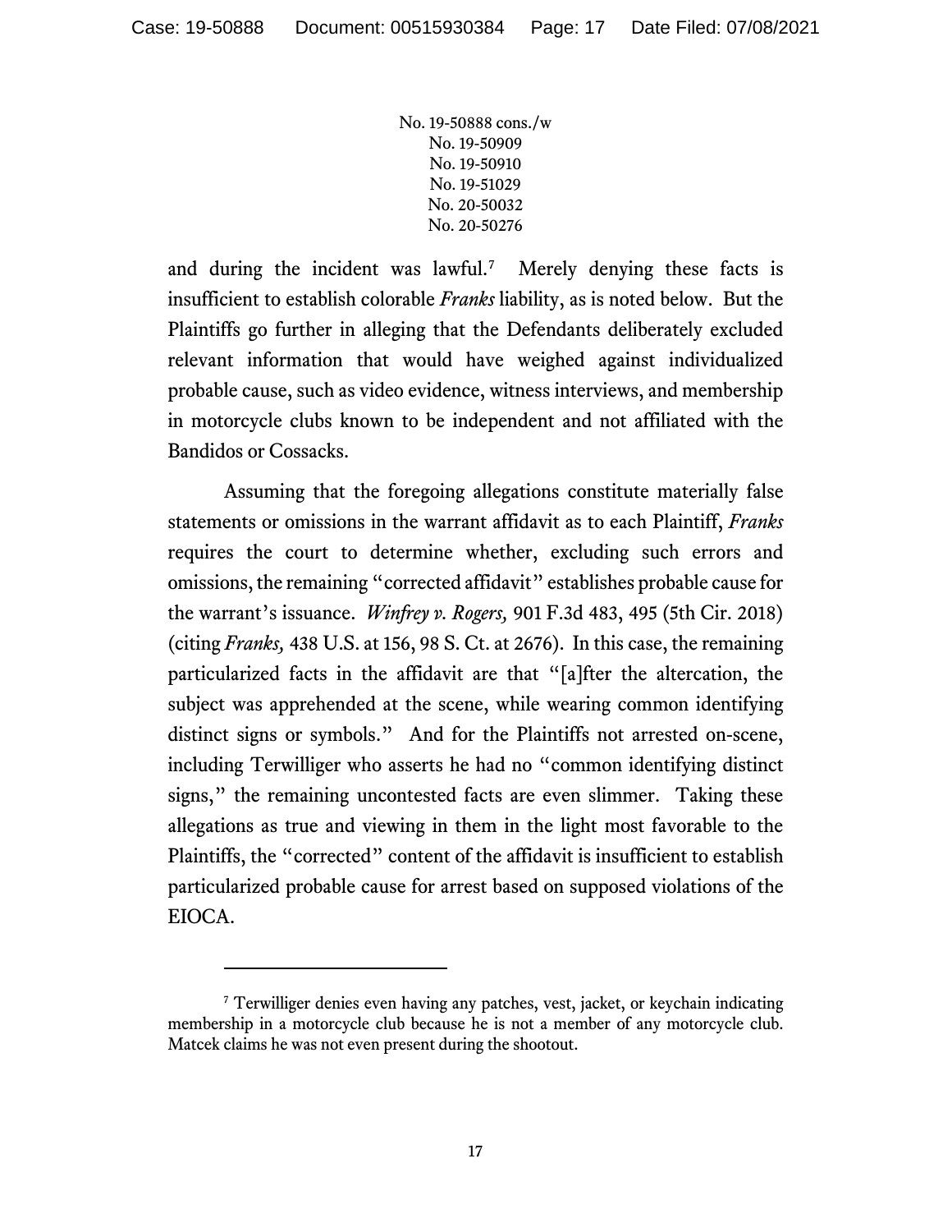and during the incident was lawful.[7] Merely denying these facts is insufficient to establish colorable *Franks* liability, as is noted below. But the Plaintiffs go further in alleging that the Defendants deliberately excluded relevant information that would have weighed against individualized probable cause, such as video evidence, witness interviews, and membership in motorcycle clubs known to be independent and not affiliated with the Bandidos or Cossacks.

Assuming that the foregoing allegations constitute materially false statements or omissions in the warrant affidavit as to each Plaintiff, *Franks* requires the court to determine whether, excluding such errors and omissions, the remaining "corrected affidavit" establishes probable cause for the warrant's issuance. *Winfrey v. Rogers,* 901 F.3d 483, 495 (5th Cir. 2018) (citing *Franks,* 438 U.S. at 156, 98 S. Ct. at 2676). In this case, the remaining particularized facts in the affidavit are that "[a]fter the altercation, the subject was apprehended at the scene, while wearing common identifying distinct signs or symbols." And for the Plaintiffs not arrested on-scene, including Terwilliger who asserts he had no "common identifying distinct signs," the remaining uncontested facts are even slimmer. Taking these allegations as true and viewing in them in the light most favorable to the Plaintiffs, the "corrected" content of the affidavit is insufficient to establish particularized probable cause for arrest based on supposed violations of the EIOCA.

---

[7] Terwilliger denies even having any patches, vest, jacket, or keychain indicating membership in a motorcycle club because he is not a member of any motorcycle club. Matcek claims he was not even present during the shootout.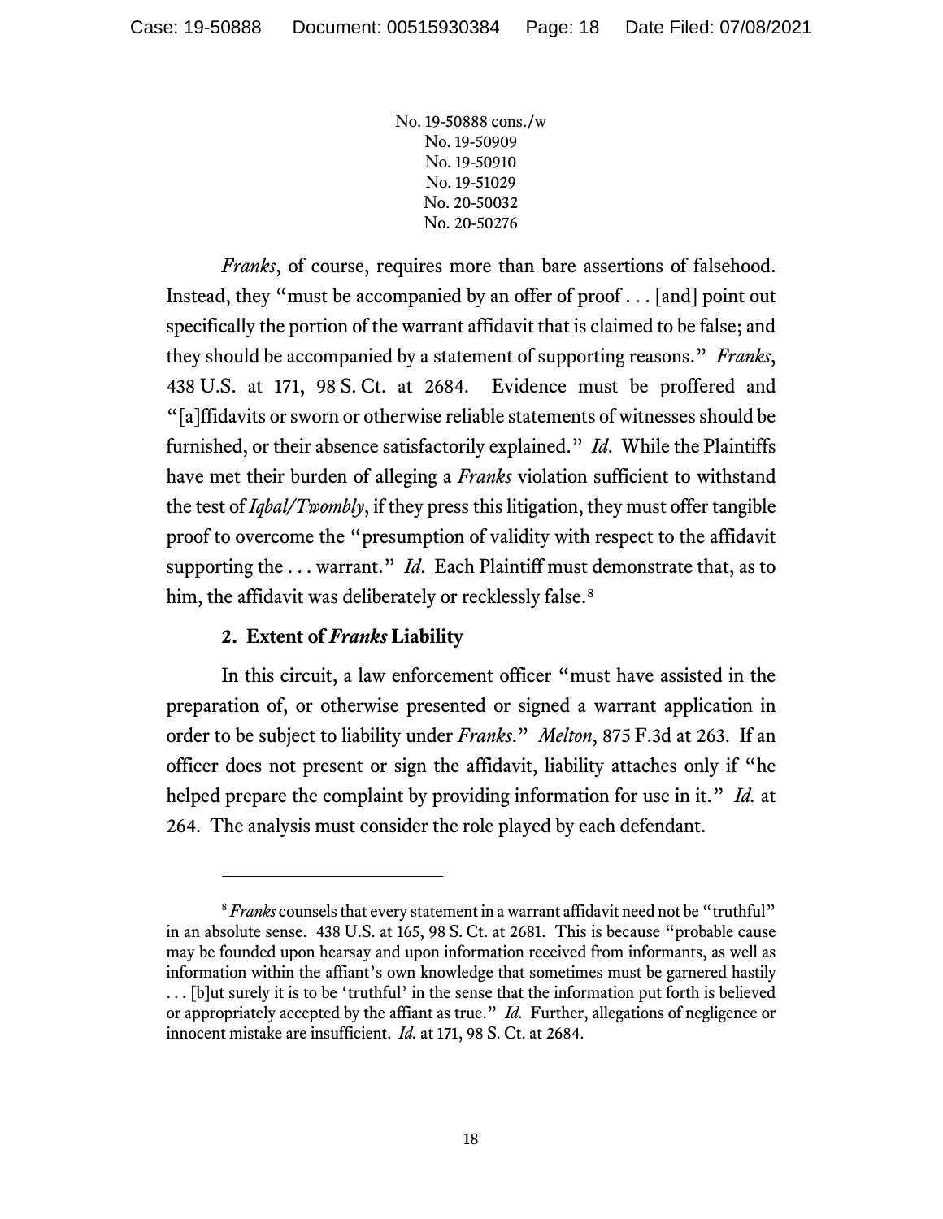*Franks*, of course, requires more than bare assertions of falsehood. Instead, they "must be accompanied by an offer of proof . . . [and] point out specifically the portion of the warrant affidavit that is claimed to be false; and they should be accompanied by a statement of supporting reasons." *Franks*, 438 U.S. at 171, 98 S. Ct. at 2684. Evidence must be proffered and "[a]ffidavits or sworn or otherwise reliable statements of witnesses should be furnished, or their absence satisfactorily explained." *Id*. While the Plaintiffs have met their burden of alleging a *Franks* violation sufficient to withstand the test of *Iqbal/Twombly*, if they press this litigation, they must offer tangible proof to overcome the "presumption of validity with respect to the affidavit supporting the . . . warrant." *Id*. Each Plaintiff must demonstrate that, as to him, the affidavit was deliberately or recklessly false.[8]

### 2. Extent of *Franks* Liability

In this circuit, a law enforcement officer "must have assisted in the preparation of, or otherwise presented or signed a warrant application in order to be subject to liability under *Franks*." *Melton*, 875 F.3d at 263. If an officer does not present or sign the affidavit, liability attaches only if "he helped prepare the complaint by providing information for use in it." *Id.* at 264. The analysis must consider the role played by each defendant.

---

[8] *Franks* counsels that every statement in a warrant affidavit need not be "truthful" in an absolute sense. 438 U.S. at 165, 98 S. Ct. at 2681. This is because "probable cause may be founded upon hearsay and upon information received from informants, as well as information within the affiant's own knowledge that sometimes must be garnered hastily . . . [b]ut surely it is to be 'truthful' in the sense that the information put forth is believed or appropriately accepted by the affiant as true." *Id.* Further, allegations of negligence or innocent mistake are insufficient. *Id.* at 171, 98 S. Ct. at 2684.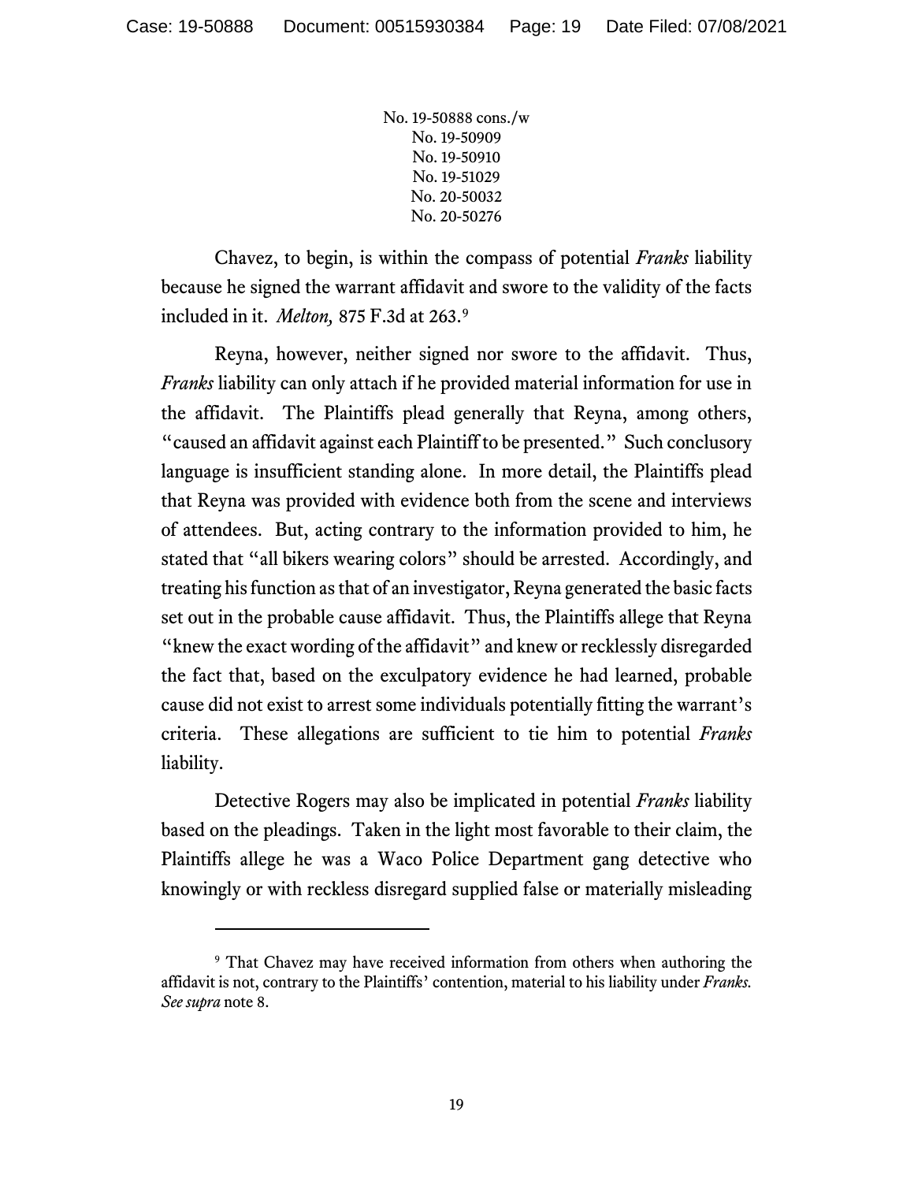Chavez, to begin, is within the compass of potential *Franks* liability because he signed the warrant affidavit and swore to the validity of the facts included in it. *Melton,* 875 F.3d at 263.[9]

Reyna, however, neither signed nor swore to the affidavit. Thus, *Franks* liability can only attach if he provided material information for use in the affidavit. The Plaintiffs plead generally that Reyna, among others, "caused an affidavit against each Plaintiff to be presented." Such conclusory language is insufficient standing alone. In more detail, the Plaintiffs plead that Reyna was provided with evidence both from the scene and interviews of attendees. But, acting contrary to the information provided to him, he stated that "all bikers wearing colors" should be arrested. Accordingly, and treating his function as that of an investigator, Reyna generated the basic facts set out in the probable cause affidavit. Thus, the Plaintiffs allege that Reyna "knew the exact wording of the affidavit" and knew or recklessly disregarded the fact that, based on the exculpatory evidence he had learned, probable cause did not exist to arrest some individuals potentially fitting the warrant's criteria. These allegations are sufficient to tie him to potential *Franks* liability.

Detective Rogers may also be implicated in potential *Franks* liability based on the pleadings. Taken in the light most favorable to their claim, the Plaintiffs allege he was a Waco Police Department gang detective who knowingly or with reckless disregard supplied false or materially misleading

---

[9] That Chavez may have received information from others when authoring the affidavit is not, contrary to the Plaintiffs' contention, material to his liability under *Franks*. *See supra* note 8.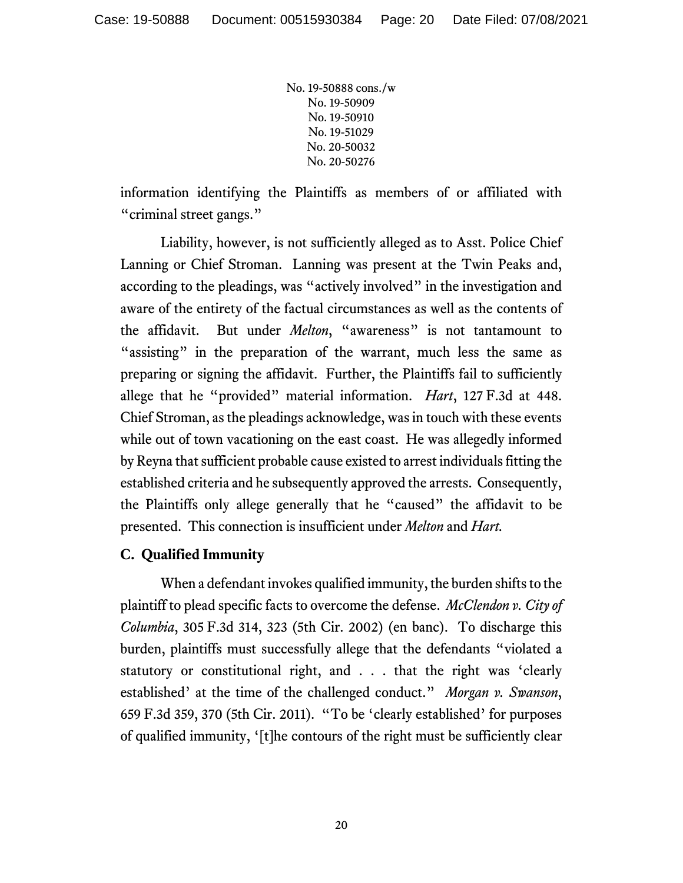information identifying the Plaintiffs as members of or affiliated with "criminal street gangs."

Liability, however, is not sufficiently alleged as to Asst. Police Chief Lanning or Chief Stroman. Lanning was present at the Twin Peaks and, according to the pleadings, was "actively involved" in the investigation and aware of the entirety of the factual circumstances as well as the contents of the affidavit. But under *Melton*, "awareness" is not tantamount to "assisting" in the preparation of the warrant, much less the same as preparing or signing the affidavit. Further, the Plaintiffs fail to sufficiently allege that he "provided" material information. *Hart*, 127 F.3d at 448. Chief Stroman, as the pleadings acknowledge, was in touch with these events while out of town vacationing on the east coast. He was allegedly informed by Reyna that sufficient probable cause existed to arrest individuals fitting the established criteria and he subsequently approved the arrests. Consequently, the Plaintiffs only allege generally that he "caused" the affidavit to be presented. This connection is insufficient under *Melton* and *Hart.*

### C. Qualified Immunity

When a defendant invokes qualified immunity, the burden shifts to the plaintiff to plead specific facts to overcome the defense. *McClendon v. City of Columbia*, 305 F.3d 314, 323 (5th Cir. 2002) (en banc). To discharge this burden, plaintiffs must successfully allege that the defendants "violated a statutory or constitutional right, and . . . that the right was 'clearly established' at the time of the challenged conduct." *Morgan v. Swanson*, 659 F.3d 359, 370 (5th Cir. 2011). "To be 'clearly established' for purposes of qualified immunity, '[t]he contours of the right must be sufficiently clear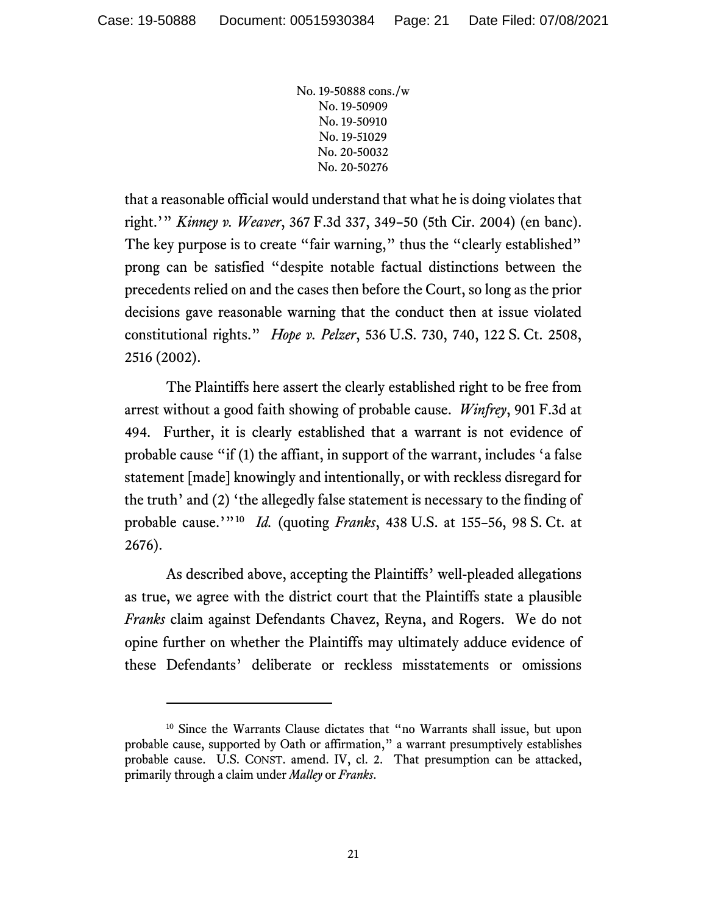that a reasonable official would understand that what he is doing violates that right.'" *Kinney v. Weaver*, 367 F.3d 337, 349–50 (5th Cir. 2004) (en banc). The key purpose is to create "fair warning," thus the "clearly established" prong can be satisfied "despite notable factual distinctions between the precedents relied on and the cases then before the Court, so long as the prior decisions gave reasonable warning that the conduct then at issue violated constitutional rights." *Hope v. Pelzer*, 536 U.S. 730, 740, 122 S. Ct. 2508, 2516 (2002).

The Plaintiffs here assert the clearly established right to be free from arrest without a good faith showing of probable cause. *Winfrey*, 901 F.3d at 494. Further, it is clearly established that a warrant is not evidence of probable cause "if (1) the affiant, in support of the warrant, includes 'a false statement [made] knowingly and intentionally, or with reckless disregard for the truth' and (2) 'the allegedly false statement is necessary to the finding of probable cause.'"[10] *Id.* (quoting *Franks*, 438 U.S. at 155–56, 98 S. Ct. at 2676).

As described above, accepting the Plaintiffs' well-pleaded allegations as true, we agree with the district court that the Plaintiffs state a plausible *Franks* claim against Defendants Chavez, Reyna, and Rogers. We do not opine further on whether the Plaintiffs may ultimately adduce evidence of these Defendants' deliberate or reckless misstatements or omissions

---

[10] Since the Warrants Clause dictates that "no Warrants shall issue, but upon probable cause, supported by Oath or affirmation," a warrant presumptively establishes probable cause. U.S. CONST. amend. IV, cl. 2. That presumption can be attacked, primarily through a claim under *Malley* or *Franks*.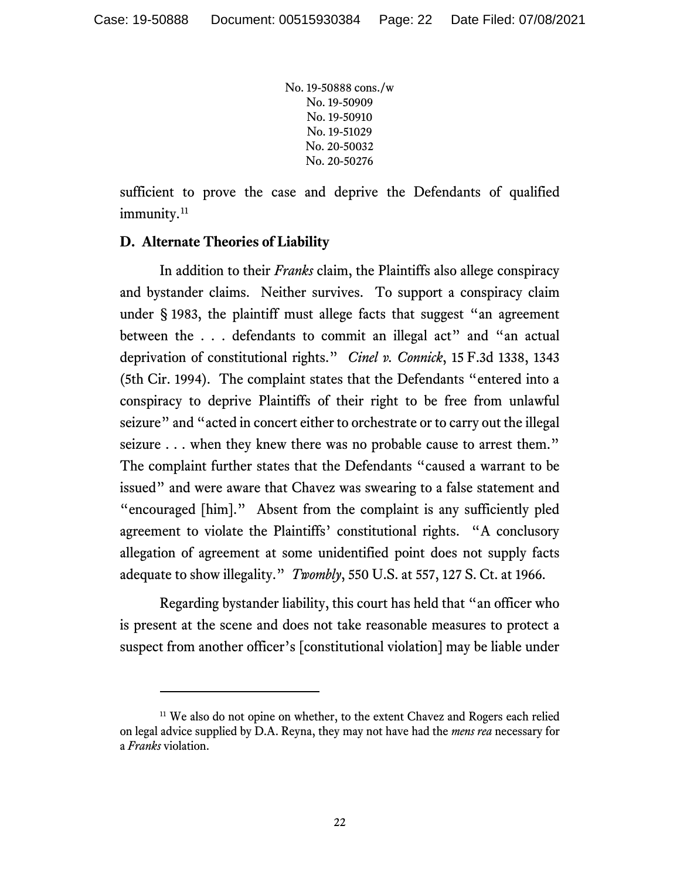sufficient to prove the case and deprive the Defendants of qualified immunity.[11]

### D. Alternate Theories of Liability

In addition to their *Franks* claim, the Plaintiffs also allege conspiracy and bystander claims. Neither survives. To support a conspiracy claim under § 1983, the plaintiff must allege facts that suggest "an agreement between the . . . defendants to commit an illegal act" and "an actual deprivation of constitutional rights." *Cinel v. Connick*, 15 F.3d 1338, 1343 (5th Cir. 1994). The complaint states that the Defendants "entered into a conspiracy to deprive Plaintiffs of their right to be free from unlawful seizure" and "acted in concert either to orchestrate or to carry out the illegal seizure . . . when they knew there was no probable cause to arrest them." The complaint further states that the Defendants "caused a warrant to be issued" and were aware that Chavez was swearing to a false statement and "encouraged [him]." Absent from the complaint is any sufficiently pled agreement to violate the Plaintiffs' constitutional rights. "A conclusory allegation of agreement at some unidentified point does not supply facts adequate to show illegality." *Twombly*, 550 U.S. at 557, 127 S. Ct. at 1966.

Regarding bystander liability, this court has held that "an officer who is present at the scene and does not take reasonable measures to protect a suspect from another officer's [constitutional violation] may be liable under

---

[11] We also do not opine on whether, to the extent Chavez and Rogers each relied on legal advice supplied by D.A. Reyna, they may not have had the *mens rea* necessary for a *Franks* violation.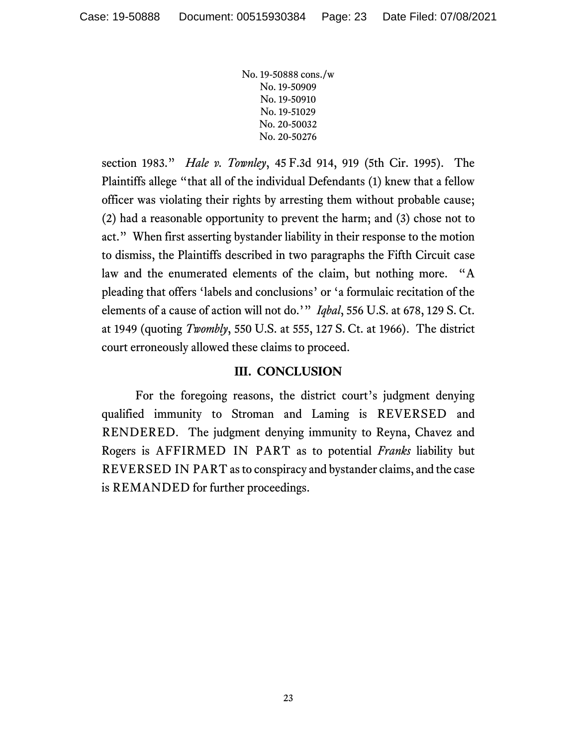section 1983." *Hale v. Townley*, 45 F.3d 914, 919 (5th Cir. 1995). The Plaintiffs allege "that all of the individual Defendants (1) knew that a fellow officer was violating their rights by arresting them without probable cause; (2) had a reasonable opportunity to prevent the harm; and (3) chose not to act." When first asserting bystander liability in their response to the motion to dismiss, the Plaintiffs described in two paragraphs the Fifth Circuit case law and the enumerated elements of the claim, but nothing more. "A pleading that offers 'labels and conclusions' or 'a formulaic recitation of the elements of a cause of action will not do.'" *Iqbal*, 556 U.S. at 678, 129 S. Ct. at 1949 (quoting *Twombly*, 550 U.S. at 555, 127 S. Ct. at 1966). The district court erroneously allowed these claims to proceed.

## III. CONCLUSION

For the foregoing reasons, the district court's judgment denying qualified immunity to Stroman and Laming is REVERSED and RENDERED. The judgment denying immunity to Reyna, Chavez and Rogers is AFFIRMED IN PART as to potential *Franks* liability but REVERSED IN PART as to conspiracy and bystander claims, and the case is REMANDED for further proceedings.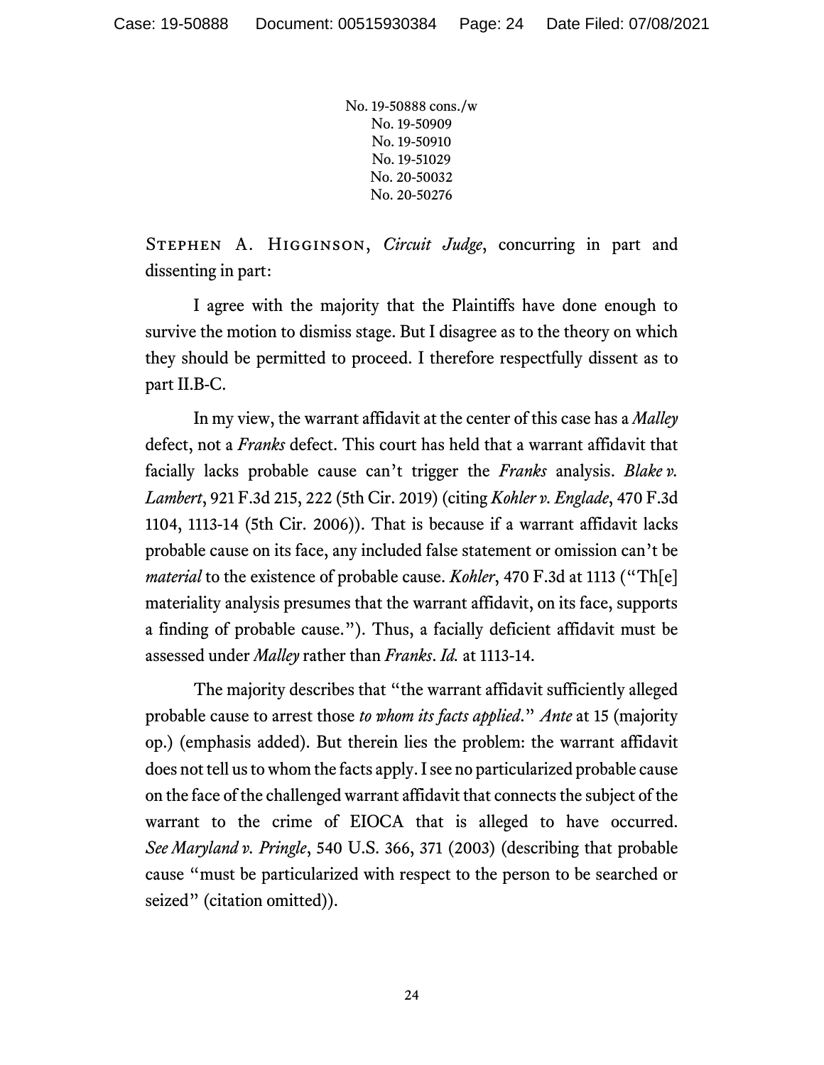No. 19-50888 cons./w
No. 19-50909
No. 19-50910
No. 19-51029
No. 20-50032
No. 20-50276

Stephen A. Higginson, *Circuit Judge*, concurring in part and dissenting in part:

I agree with the majority that the Plaintiffs have done enough to survive the motion to dismiss stage. But I disagree as to the theory on which they should be permitted to proceed. I therefore respectfully dissent as to part II.B-C.

In my view, the warrant affidavit at the center of this case has a *Malley* defect, not a *Franks* defect. This court has held that a warrant affidavit that facially lacks probable cause can't trigger the *Franks* analysis. *Blake v. Lambert*, 921 F.3d 215, 222 (5th Cir. 2019) (citing *Kohler v. Englade*, 470 F.3d 1104, 1113-14 (5th Cir. 2006)). That is because if a warrant affidavit lacks probable cause on its face, any included false statement or omission can't be *material* to the existence of probable cause. *Kohler*, 470 F.3d at 1113 ("Th[e] materiality analysis presumes that the warrant affidavit, on its face, supports a finding of probable cause."). Thus, a facially deficient affidavit must be assessed under *Malley* rather than *Franks*. *Id.* at 1113-14.

The majority describes that "the warrant affidavit sufficiently alleged probable cause to arrest those *to whom its facts applied*." *Ante* at 15 (majority op.) (emphasis added). But therein lies the problem: the warrant affidavit does not tell us to whom the facts apply. I see no particularized probable cause on the face of the challenged warrant affidavit that connects the subject of the warrant to the crime of EIOCA that is alleged to have occurred. *See Maryland v. Pringle*, 540 U.S. 366, 371 (2003) (describing that probable cause "must be particularized with respect to the person to be searched or seized" (citation omitted)).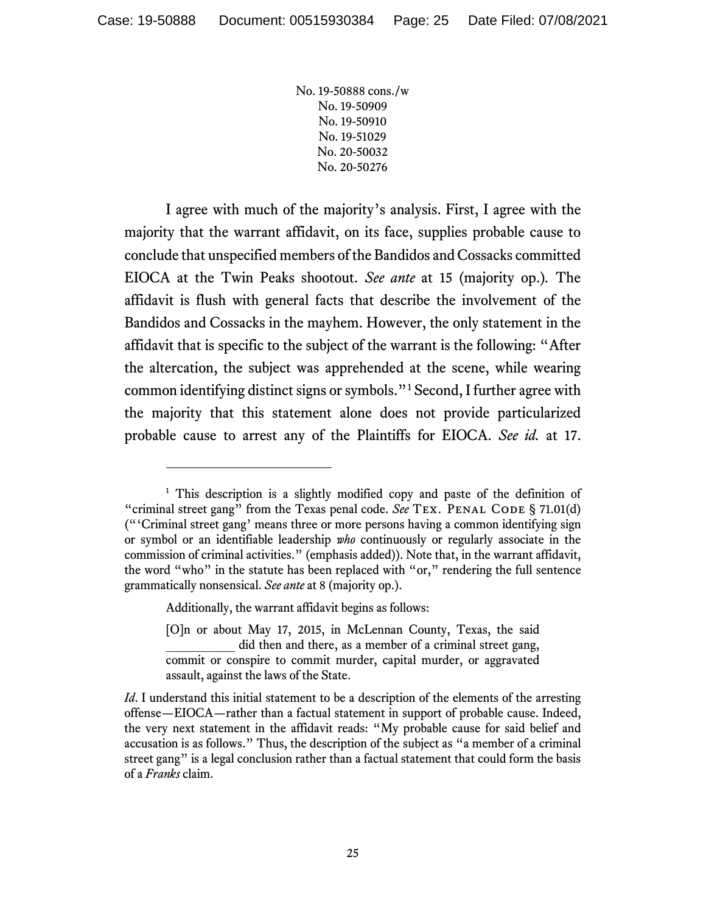No. 19-50888 cons./w
No. 19-50909
No. 19-50910
No. 19-51029
No. 20-50032
No. 20-50276

I agree with much of the majority's analysis. First, I agree with the majority that the warrant affidavit, on its face, supplies probable cause to conclude that unspecified members of the Bandidos and Cossacks committed EIOCA at the Twin Peaks shootout. *See ante* at 15 (majority op.). The affidavit is flush with general facts that describe the involvement of the Bandidos and Cossacks in the mayhem. However, the only statement in the affidavit that is specific to the subject of the warrant is the following: "After the altercation, the subject was apprehended at the scene, while wearing common identifying distinct signs or symbols."[1] Second, I further agree with the majority that this statement alone does not provide particularized probable cause to arrest any of the Plaintiffs for EIOCA. *See id.* at 17.

---

[1] This description is a slightly modified copy and paste of the definition of "criminal street gang" from the Texas penal code. *See* Tex. Penal Code § 71.01(d) ("'Criminal street gang' means three or more persons having a common identifying sign or symbol or an identifiable leadership *who* continuously or regularly associate in the commission of criminal activities." (emphasis added)). Note that, in the warrant affidavit, the word "who" in the statute has been replaced with "or," rendering the full sentence grammatically nonsensical. *See ante* at 8 (majority op.).

Additionally, the warrant affidavit begins as follows:

> [O]n or about May 17, 2015, in McLennan County, Texas, the said __________ did then and there, as a member of a criminal street gang, commit or conspire to commit murder, capital murder, or aggravated assault, against the laws of the State.

*Id*. I understand this initial statement to be a description of the elements of the arresting offense—EIOCA—rather than a factual statement in support of probable cause. Indeed, the very next statement in the affidavit reads: "My probable cause for said belief and accusation is as follows." Thus, the description of the subject as "a member of a criminal street gang" is a legal conclusion rather than a factual statement that could form the basis of a *Franks* claim.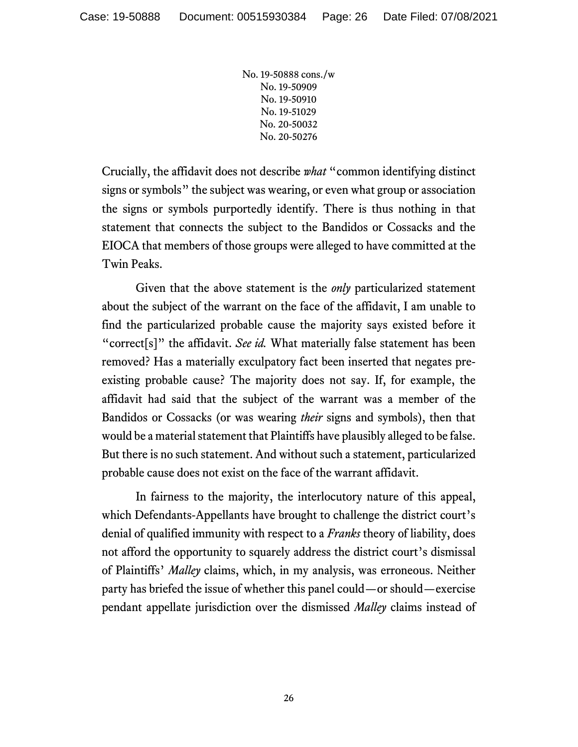Crucially, the affidavit does not describe *what* "common identifying distinct signs or symbols" the subject was wearing, or even what group or association the signs or symbols purportedly identify. There is thus nothing in that statement that connects the subject to the Bandidos or Cossacks and the EIOCA that members of those groups were alleged to have committed at the Twin Peaks.

Given that the above statement is the *only* particularized statement about the subject of the warrant on the face of the affidavit, I am unable to find the particularized probable cause the majority says existed before it "correct[s]" the affidavit. *See id.* What materially false statement has been removed? Has a materially exculpatory fact been inserted that negates pre-existing probable cause? The majority does not say. If, for example, the affidavit had said that the subject of the warrant was a member of the Bandidos or Cossacks (or was wearing *their* signs and symbols), then that would be a material statement that Plaintiffs have plausibly alleged to be false. But there is no such statement. And without such a statement, particularized probable cause does not exist on the face of the warrant affidavit.

In fairness to the majority, the interlocutory nature of this appeal, which Defendants-Appellants have brought to challenge the district court's denial of qualified immunity with respect to a *Franks* theory of liability, does not afford the opportunity to squarely address the district court's dismissal of Plaintiffs' *Malley* claims, which, in my analysis, was erroneous. Neither party has briefed the issue of whether this panel could—or should—exercise pendant appellate jurisdiction over the dismissed *Malley* claims instead of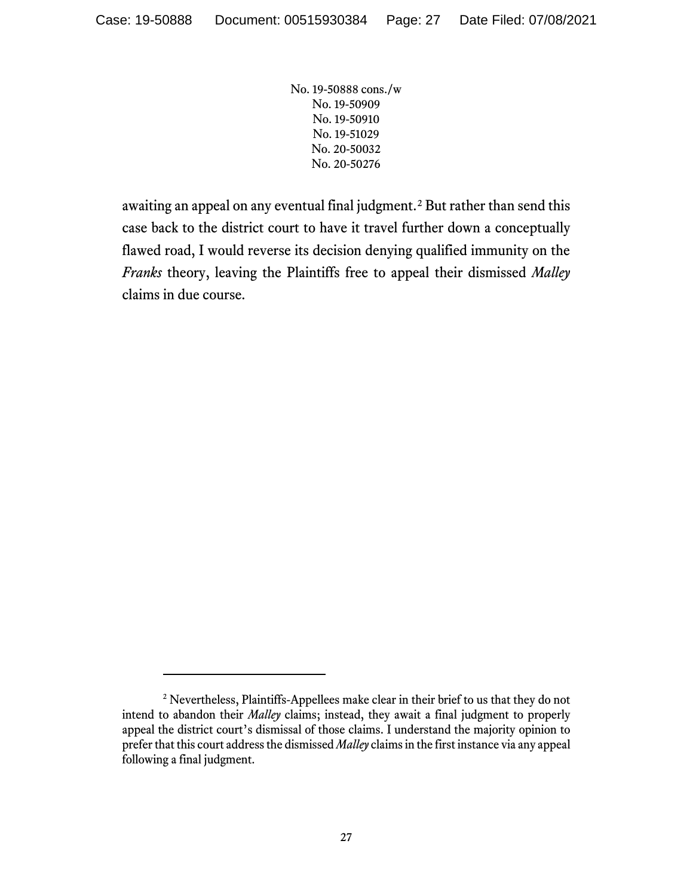awaiting an appeal on any eventual final judgment.[2] But rather than send this case back to the district court to have it travel further down a conceptually flawed road, I would reverse its decision denying qualified immunity on the *Franks* theory, leaving the Plaintiffs free to appeal their dismissed *Malley* claims in due course.

---

[2] Nevertheless, Plaintiffs-Appellees make clear in their brief to us that they do not intend to abandon their *Malley* claims; instead, they await a final judgment to properly appeal the district court's dismissal of those claims. I understand the majority opinion to prefer that this court address the dismissed *Malley* claims in the first instance via any appeal following a final judgment.